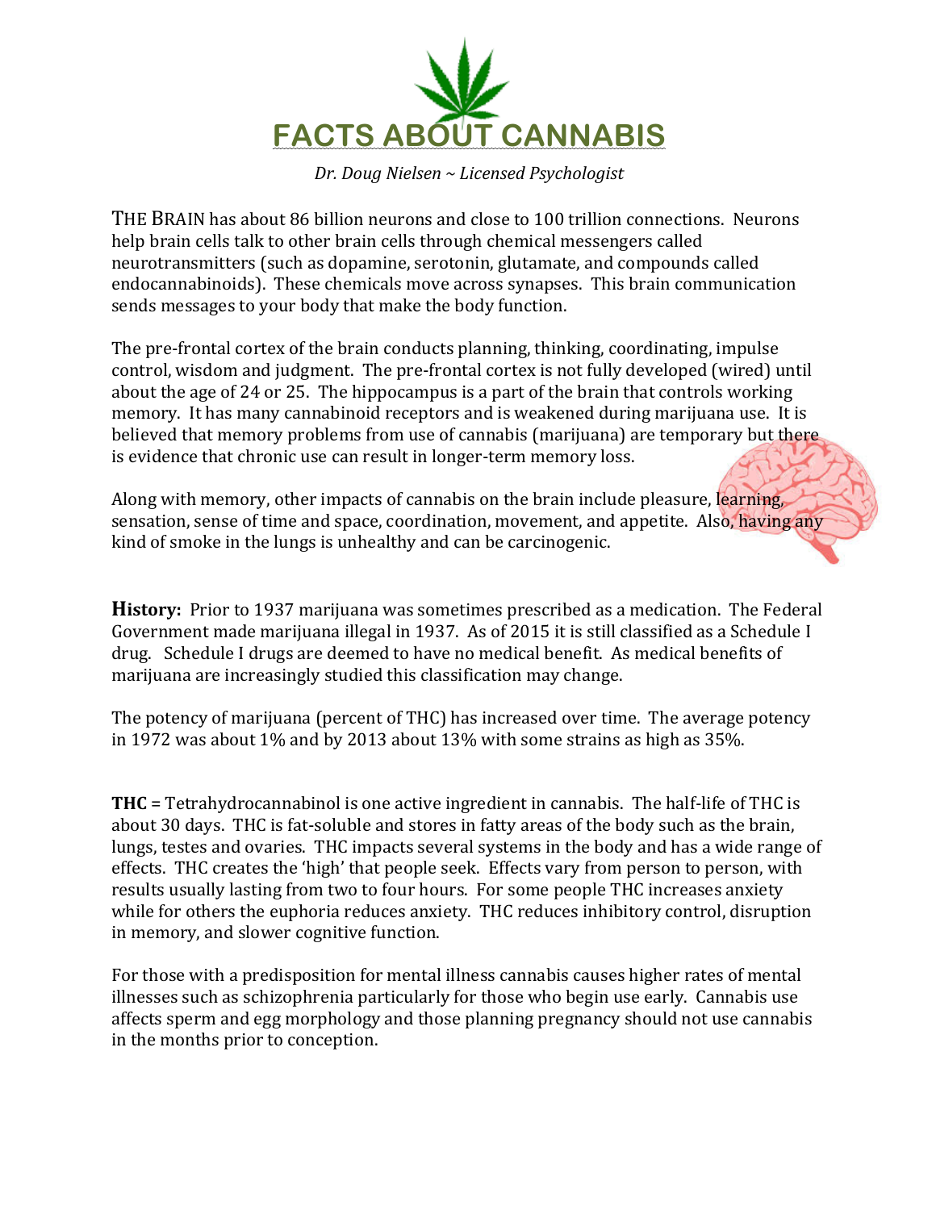# FACTS ABOUT CANNABIS

*Dr. Doug Nielsen ~ Licensed Psychologist*

THE BRAIN has about 86 billion neurons and close to 100 trillion connections. Neurons help brain cells talk to other brain cells through chemical messengers called neurotransmitters (such as dopamine, serotonin, glutamate, and compounds called endocannabinoids). These chemicals move across synapses. This brain communication sends messages to your body that make the body function.

The pre-frontal cortex of the brain conducts planning, thinking, coordinating, impulse control, wisdom and judgment. The pre-frontal cortex is not fully developed (wired) until about the age of 24 or 25. The hippocampus is a part of the brain that controls working memory. It has many cannabinoid receptors and is weakened during marijuana use. It is believed that memory problems from use of cannabis (marijuana) are temporary but there is evidence that chronic use can result in longer-term memory loss.

Along with memory, other impacts of cannabis on the brain include pleasure, learning, sensation, sense of time and space, coordination, movement, and appetite. Also, having any kind of smoke in the lungs is unhealthy and can be carcinogenic.

**History:** Prior to 1937 marijuana was sometimes prescribed as a medication. The Federal Government made marijuana illegal in 1937. As of 2015 it is still classified as a Schedule I drug. Schedule I drugs are deemed to have no medical benefit. As medical benefits of marijuana are increasingly studied this classification may change.

The potency of marijuana (percent of THC) has increased over time. The average potency in 1972 was about 1% and by 2013 about 13% with some strains as high as 35%.

**THC** = Tetrahydrocannabinol is one active ingredient in cannabis. The half-life of THC is about 30 days. THC is fat-soluble and stores in fatty areas of the body such as the brain, lungs, testes and ovaries. THC impacts several systems in the body and has a wide range of effects. THC creates the 'high' that people seek. Effects vary from person to person, with results usually lasting from two to four hours. For some people THC increases anxiety while for others the euphoria reduces anxiety. THC reduces inhibitory control, disruption in memory, and slower cognitive function.

For those with a predisposition for mental illness cannabis causes higher rates of mental illnesses such as schizophrenia particularly for those who begin use early. Cannabis use affects sperm and egg morphology and those planning pregnancy should not use cannabis in the months prior to conception.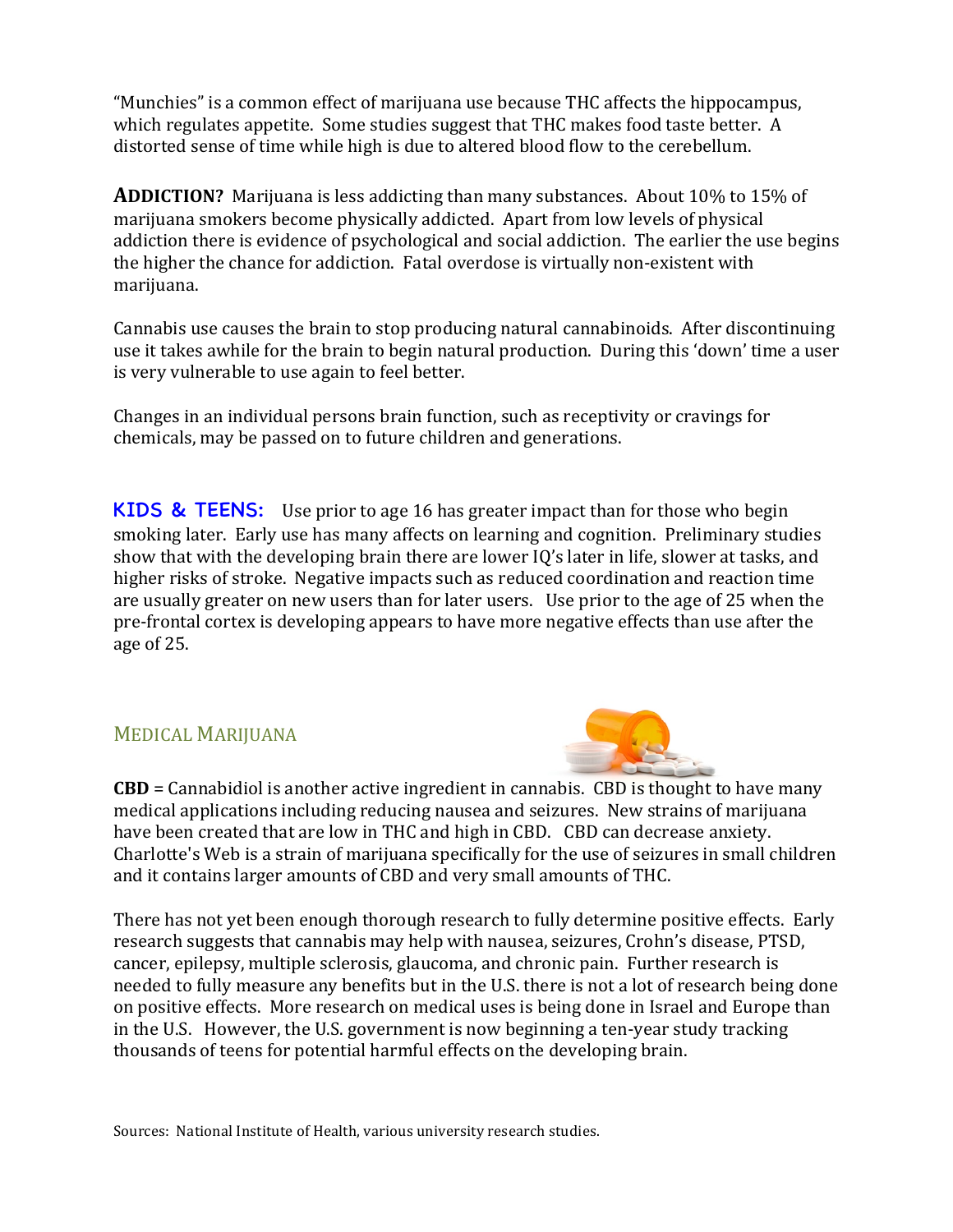"Munchies" is a common effect of marijuana use because THC affects the hippocampus, which regulates appetite. Some studies suggest that THC makes food taste better. A distorted sense of time while high is due to altered blood flow to the cerebellum.

**ADDICTION?** Marijuana is less addicting than many substances. About 10% to 15% of marijuana smokers become physically addicted. Apart from low levels of physical addiction there is evidence of psychological and social addiction. The earlier the use begins the higher the chance for addiction. Fatal overdose is virtually non-existent with marijuana.

Cannabis use causes the brain to stop producing natural cannabinoids. After discontinuing use it takes awhile for the brain to begin natural production. During this 'down' time a user is very vulnerable to use again to feel better.

Changes in an individual persons brain function, such as receptivity or cravings for chemicals, may be passed on to future children and generations.

**KIDS & TEENS:** Use prior to age 16 has greater impact than for those who begin smoking later. Early use has many affects on learning and cognition. Preliminary studies show that with the developing brain there are lower IQ's later in life, slower at tasks, and higher risks of stroke. Negative impacts such as reduced coordination and reaction time are usually greater on new users than for later users. Use prior to the age of 25 when the pre-frontal cortex is developing appears to have more negative effects than use after the age of 25.

## MEDICAL MARIJUANA

**CBD** = Cannabidiol is another active ingredient in cannabis. CBD is thought to have many medical applications including reducing nausea and seizures. New strains of marijuana have been created that are low in THC and high in CBD. CBD can decrease anxiety. Charlotte's Web is a strain of marijuana specifically for the use of seizures in small children and it contains larger amounts of CBD and very small amounts of THC.

There has not yet been enough thorough research to fully determine positive effects. Early research suggests that cannabis may help with nausea, seizures, Crohn's disease, PTSD, cancer, epilepsy, multiple sclerosis, glaucoma, and chronic pain. Further research is needed to fully measure any benefits but in the U.S. there is not a lot of research being done on positive effects. More research on medical uses is being done in Israel and Europe than in the U.S. However, the U.S. government is now beginning a ten-year study tracking thousands of teens for potential harmful effects on the developing brain.

Sources: National Institute of Health, various university research studies.